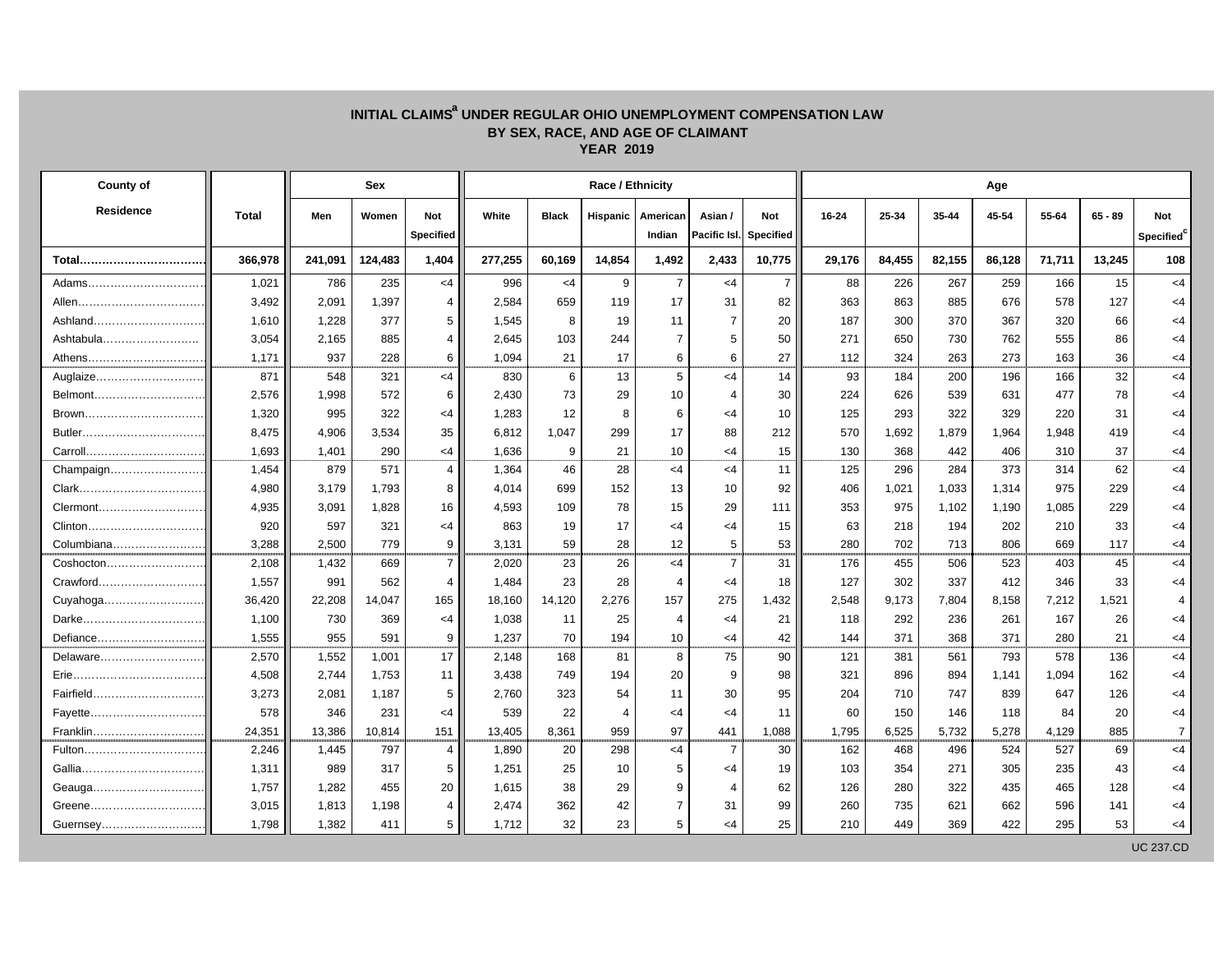# INITIAL CLAIMS[a] UNDER REGULAR OHIO UNEMPLOYMENT COMPENSATION LAW
## BY SEX, RACE, AND AGE OF CLAIMANT
### YEAR 2019

| County of Residence | Total | Sex | | | Race / Ethnicity | | | | | | Age | | | | | | |
|---|---|---|---|---|---|---|---|---|---|---|---|---|---|---|---|---|---|
| | | Men | Women | Not Specified | White | Black | Hispanic | American Indian | Asian / Pacific Isl. | Not Specified | 16-24 | 25-34 | 35-44 | 45-54 | 55-64 | 65 - 89 | Not Specified[c] |
| **Total** | **366,978** | **241,091** | **124,483** | **1,404** | **277,255** | **60,169** | **14,854** | **1,492** | **2,433** | **10,775** | **29,176** | **84,455** | **82,155** | **86,128** | **71,711** | **13,245** | **108** |
| Adams | 1,021 | 786 | 235 | <4 | 996 | <4 | 9 | 7 | <4 | 7 | 88 | 226 | 267 | 259 | 166 | 15 | <4 |
| Allen | 3,492 | 2,091 | 1,397 | 4 | 2,584 | 659 | 119 | 17 | 31 | 82 | 363 | 863 | 885 | 676 | 578 | 127 | <4 |
| Ashland | 1,610 | 1,228 | 377 | 5 | 1,545 | 8 | 19 | 11 | 7 | 20 | 187 | 300 | 370 | 367 | 320 | 66 | <4 |
| Ashtabula | 3,054 | 2,165 | 885 | 4 | 2,645 | 103 | 244 | 7 | 5 | 50 | 271 | 650 | 730 | 762 | 555 | 86 | <4 |
| Athens | 1,171 | 937 | 228 | 6 | 1,094 | 21 | 17 | 6 | 6 | 27 | 112 | 324 | 263 | 273 | 163 | 36 | <4 |
| Auglaize | 871 | 548 | 321 | <4 | 830 | 6 | 13 | 5 | <4 | 14 | 93 | 184 | 200 | 196 | 166 | 32 | <4 |
| Belmont | 2,576 | 1,998 | 572 | 6 | 2,430 | 73 | 29 | 10 | 4 | 30 | 224 | 626 | 539 | 631 | 477 | 78 | <4 |
| Brown | 1,320 | 995 | 322 | <4 | 1,283 | 12 | 8 | 6 | <4 | 10 | 125 | 293 | 322 | 329 | 220 | 31 | <4 |
| Butler | 8,475 | 4,906 | 3,534 | 35 | 6,812 | 1,047 | 299 | 17 | 88 | 212 | 570 | 1,692 | 1,879 | 1,964 | 1,948 | 419 | <4 |
| Carroll | 1,693 | 1,401 | 290 | <4 | 1,636 | 9 | 21 | 10 | <4 | 15 | 130 | 368 | 442 | 406 | 310 | 37 | <4 |
| Champaign | 1,454 | 879 | 571 | 4 | 1,364 | 46 | 28 | <4 | <4 | 11 | 125 | 296 | 284 | 373 | 314 | 62 | <4 |
| Clark | 4,980 | 3,179 | 1,793 | 8 | 4,014 | 699 | 152 | 13 | 10 | 92 | 406 | 1,021 | 1,033 | 1,314 | 975 | 229 | <4 |
| Clermont | 4,935 | 3,091 | 1,828 | 16 | 4,593 | 109 | 78 | 15 | 29 | 111 | 353 | 975 | 1,102 | 1,190 | 1,085 | 229 | <4 |
| Clinton | 920 | 597 | 321 | <4 | 863 | 19 | 17 | <4 | <4 | 15 | 63 | 218 | 194 | 202 | 210 | 33 | <4 |
| Columbiana | 3,288 | 2,500 | 779 | 9 | 3,131 | 59 | 28 | 12 | 5 | 53 | 280 | 702 | 713 | 806 | 669 | 117 | <4 |
| Coshocton | 2,108 | 1,432 | 669 | 7 | 2,020 | 23 | 26 | <4 | 7 | 31 | 176 | 455 | 506 | 523 | 403 | 45 | <4 |
| Crawford | 1,557 | 991 | 562 | 4 | 1,484 | 23 | 28 | 4 | <4 | 18 | 127 | 302 | 337 | 412 | 346 | 33 | <4 |
| Cuyahoga | 36,420 | 22,208 | 14,047 | 165 | 18,160 | 14,120 | 2,276 | 157 | 275 | 1,432 | 2,548 | 9,173 | 7,804 | 8,158 | 7,212 | 1,521 | 4 |
| Darke | 1,100 | 730 | 369 | <4 | 1,038 | 11 | 25 | 4 | <4 | 21 | 118 | 292 | 236 | 261 | 167 | 26 | <4 |
| Defiance | 1,555 | 955 | 591 | 9 | 1,237 | 70 | 194 | 10 | <4 | 42 | 144 | 371 | 368 | 371 | 280 | 21 | <4 |
| Delaware | 2,570 | 1,552 | 1,001 | 17 | 2,148 | 168 | 81 | 8 | 75 | 90 | 121 | 381 | 561 | 793 | 578 | 136 | <4 |
| Erie | 4,508 | 2,744 | 1,753 | 11 | 3,438 | 749 | 194 | 20 | 9 | 98 | 321 | 896 | 894 | 1,141 | 1,094 | 162 | <4 |
| Fairfield | 3,273 | 2,081 | 1,187 | 5 | 2,760 | 323 | 54 | 11 | 30 | 95 | 204 | 710 | 747 | 839 | 647 | 126 | <4 |
| Fayette | 578 | 346 | 231 | <4 | 539 | 22 | 4 | <4 | <4 | 11 | 60 | 150 | 146 | 118 | 84 | 20 | <4 |
| Franklin | 24,351 | 13,386 | 10,814 | 151 | 13,405 | 8,361 | 959 | 97 | 441 | 1,088 | 1,795 | 6,525 | 5,732 | 5,278 | 4,129 | 885 | 7 |
| Fulton | 2,246 | 1,445 | 797 | 4 | 1,890 | 20 | 298 | <4 | 7 | 30 | 162 | 468 | 496 | 524 | 527 | 69 | <4 |
| Gallia | 1,311 | 989 | 317 | 5 | 1,251 | 25 | 10 | 5 | <4 | 19 | 103 | 354 | 271 | 305 | 235 | 43 | <4 |
| Geauga | 1,757 | 1,282 | 455 | 20 | 1,615 | 38 | 29 | 9 | 4 | 62 | 126 | 280 | 322 | 435 | 465 | 128 | <4 |
| Greene | 3,015 | 1,813 | 1,198 | 4 | 2,474 | 362 | 42 | 7 | 31 | 99 | 260 | 735 | 621 | 662 | 596 | 141 | <4 |
| Guernsey | 1,798 | 1,382 | 411 | 5 | 1,712 | 32 | 23 | 5 | <4 | 25 | 210 | 449 | 369 | 422 | 295 | 53 | <4 |

UC 237.CD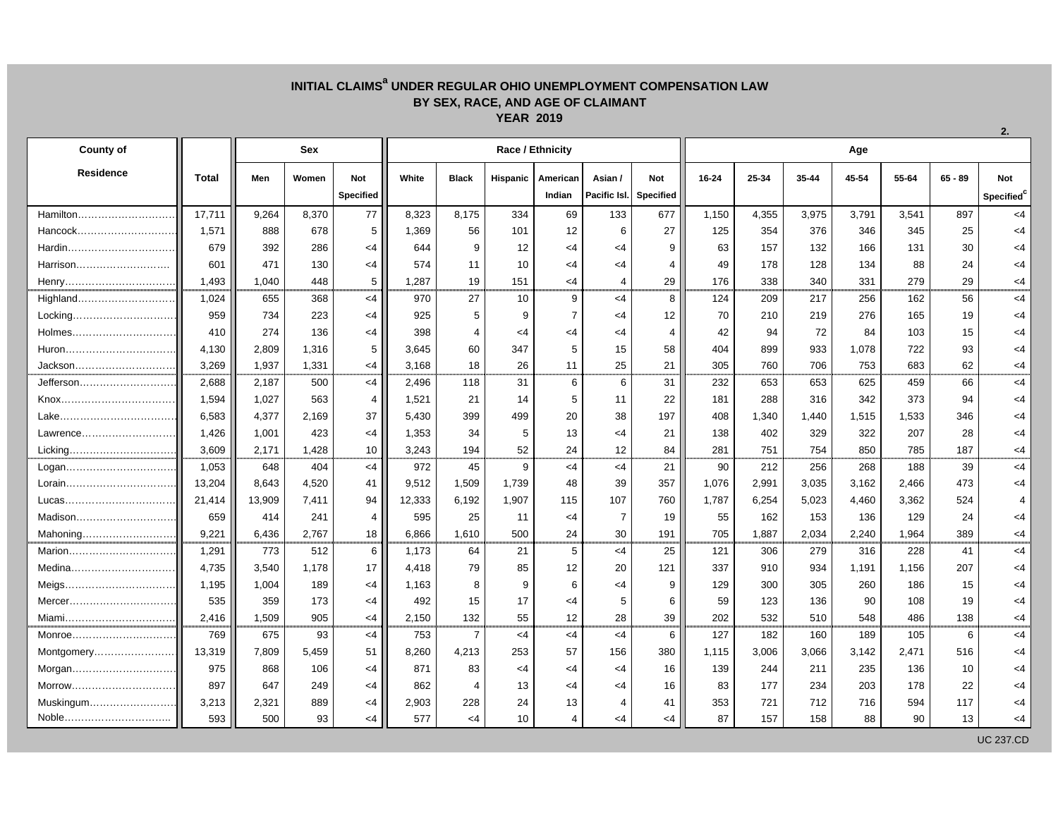# INITIAL CLAIMS[a] UNDER REGULAR OHIO UNEMPLOYMENT COMPENSATION LAW
## BY SEX, RACE, AND AGE OF CLAIMANT
## YEAR 2019

2.

| County of Residence | Total | Sex | | | Race / Ethnicity | | | | | | Age | | | | | | |
|---|---|---|---|---|---|---|---|---|---|---|---|---|---|---|---|---|---|
| | | Men | Women | Not Specified | White | Black | Hispanic | American Indian | Asian / Pacific Isl. | Not Specified | 16-24 | 25-34 | 35-44 | 45-54 | 55-64 | 65 - 89 | Not Specified[c] |
| Hamilton | 17,711 | 9,264 | 8,370 | 77 | 8,323 | 8,175 | 334 | 69 | 133 | 677 | 1,150 | 4,355 | 3,975 | 3,791 | 3,541 | 897 | <4 |
| Hancock | 1,571 | 888 | 678 | 5 | 1,369 | 56 | 101 | 12 | 6 | 27 | 125 | 354 | 376 | 346 | 345 | 25 | <4 |
| Hardin | 679 | 392 | 286 | <4 | 644 | 9 | 12 | <4 | <4 | 9 | 63 | 157 | 132 | 166 | 131 | 30 | <4 |
| Harrison | 601 | 471 | 130 | <4 | 574 | 11 | 10 | <4 | <4 | 4 | 49 | 178 | 128 | 134 | 88 | 24 | <4 |
| Henry | 1,493 | 1,040 | 448 | 5 | 1,287 | 19 | 151 | <4 | 4 | 29 | 176 | 338 | 340 | 331 | 279 | 29 | <4 |
| Highland | 1,024 | 655 | 368 | <4 | 970 | 27 | 10 | 9 | <4 | 8 | 124 | 209 | 217 | 256 | 162 | 56 | <4 |
| Locking | 959 | 734 | 223 | <4 | 925 | 5 | 9 | 7 | <4 | 12 | 70 | 210 | 219 | 276 | 165 | 19 | <4 |
| Holmes | 410 | 274 | 136 | <4 | 398 | 4 | <4 | <4 | <4 | 4 | 42 | 94 | 72 | 84 | 103 | 15 | <4 |
| Huron | 4,130 | 2,809 | 1,316 | 5 | 3,645 | 60 | 347 | 5 | 15 | 58 | 404 | 899 | 933 | 1,078 | 722 | 93 | <4 |
| Jackson | 3,269 | 1,937 | 1,331 | <4 | 3,168 | 18 | 26 | 11 | 25 | 21 | 305 | 760 | 706 | 753 | 683 | 62 | <4 |
| Jefferson | 2,688 | 2,187 | 500 | <4 | 2,496 | 118 | 31 | 6 | 6 | 31 | 232 | 653 | 653 | 625 | 459 | 66 | <4 |
| Knox | 1,594 | 1,027 | 563 | 4 | 1,521 | 21 | 14 | 5 | 11 | 22 | 181 | 288 | 316 | 342 | 373 | 94 | <4 |
| Lake | 6,583 | 4,377 | 2,169 | 37 | 5,430 | 399 | 499 | 20 | 38 | 197 | 408 | 1,340 | 1,440 | 1,515 | 1,533 | 346 | <4 |
| Lawrence | 1,426 | 1,001 | 423 | <4 | 1,353 | 34 | 5 | 13 | <4 | 21 | 138 | 402 | 329 | 322 | 207 | 28 | <4 |
| Licking | 3,609 | 2,171 | 1,428 | 10 | 3,243 | 194 | 52 | 24 | 12 | 84 | 281 | 751 | 754 | 850 | 785 | 187 | <4 |
| Logan | 1,053 | 648 | 404 | <4 | 972 | 45 | 9 | <4 | <4 | 21 | 90 | 212 | 256 | 268 | 188 | 39 | <4 |
| Lorain | 13,204 | 8,643 | 4,520 | 41 | 9,512 | 1,509 | 1,739 | 48 | 39 | 357 | 1,076 | 2,991 | 3,035 | 3,162 | 2,466 | 473 | <4 |
| Lucas | 21,414 | 13,909 | 7,411 | 94 | 12,333 | 6,192 | 1,907 | 115 | 107 | 760 | 1,787 | 6,254 | 5,023 | 4,460 | 3,362 | 524 | 4 |
| Madison | 659 | 414 | 241 | 4 | 595 | 25 | 11 | <4 | 7 | 19 | 55 | 162 | 153 | 136 | 129 | 24 | <4 |
| Mahoning | 9,221 | 6,436 | 2,767 | 18 | 6,866 | 1,610 | 500 | 24 | 30 | 191 | 705 | 1,887 | 2,034 | 2,240 | 1,964 | 389 | <4 |
| Marion | 1,291 | 773 | 512 | 6 | 1,173 | 64 | 21 | 5 | <4 | 25 | 121 | 306 | 279 | 316 | 228 | 41 | <4 |
| Medina | 4,735 | 3,540 | 1,178 | 17 | 4,418 | 79 | 85 | 12 | 20 | 121 | 337 | 910 | 934 | 1,191 | 1,156 | 207 | <4 |
| Meigs | 1,195 | 1,004 | 189 | <4 | 1,163 | 8 | 9 | 6 | <4 | 9 | 129 | 300 | 305 | 260 | 186 | 15 | <4 |
| Mercer | 535 | 359 | 173 | <4 | 492 | 15 | 17 | <4 | 5 | 6 | 59 | 123 | 136 | 90 | 108 | 19 | <4 |
| Miami | 2,416 | 1,509 | 905 | <4 | 2,150 | 132 | 55 | 12 | 28 | 39 | 202 | 532 | 510 | 548 | 486 | 138 | <4 |
| Monroe | 769 | 675 | 93 | <4 | 753 | 7 | <4 | <4 | <4 | 6 | 127 | 182 | 160 | 189 | 105 | 6 | <4 |
| Montgomery | 13,319 | 7,809 | 5,459 | 51 | 8,260 | 4,213 | 253 | 57 | 156 | 380 | 1,115 | 3,006 | 3,066 | 3,142 | 2,471 | 516 | <4 |
| Morgan | 975 | 868 | 106 | <4 | 871 | 83 | <4 | <4 | <4 | 16 | 139 | 244 | 211 | 235 | 136 | 10 | <4 |
| Morrow | 897 | 647 | 249 | <4 | 862 | 4 | 13 | <4 | <4 | 16 | 83 | 177 | 234 | 203 | 178 | 22 | <4 |
| Muskingum | 3,213 | 2,321 | 889 | <4 | 2,903 | 228 | 24 | 13 | 4 | 41 | 353 | 721 | 712 | 716 | 594 | 117 | <4 |
| Noble | 593 | 500 | 93 | <4 | 577 | <4 | 10 | 4 | <4 | <4 | 87 | 157 | 158 | 88 | 90 | 13 | <4 |

UC 237.CD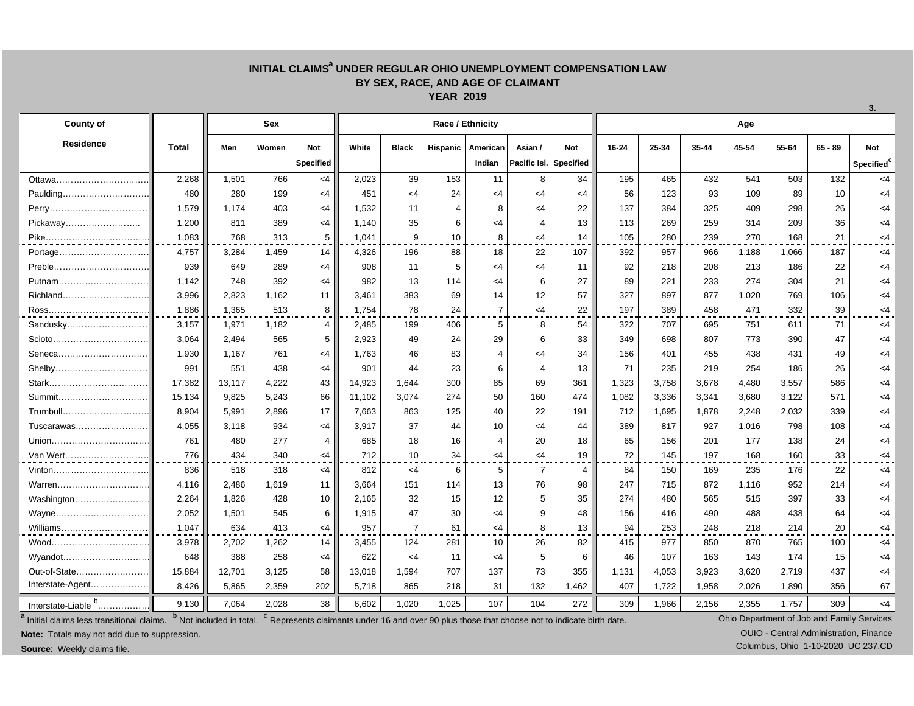# INITIAL CLAIMS[a] UNDER REGULAR OHIO UNEMPLOYMENT COMPENSATION LAW
## BY SEX, RACE, AND AGE OF CLAIMANT
### YEAR 2019

3.

| County of Residence | Total | Sex | | | Race / Ethnicity | | | | | | Age | | | | | | |
|---|---|---|---|---|---|---|---|---|---|---|---|---|---|---|---|---|---|
| | | Men | Women | Not Specified | White | Black | Hispanic | American Indian | Asian / Pacific Isl. | Not Specified | 16-24 | 25-34 | 35-44 | 45-54 | 55-64 | 65 - 89 | Not Specified[c] |
| Ottawa | 2,268 | 1,501 | 766 | <4 | 2,023 | 39 | 153 | 11 | 8 | 34 | 195 | 465 | 432 | 541 | 503 | 132 | <4 |
| Paulding | 480 | 280 | 199 | <4 | 451 | <4 | 24 | <4 | <4 | <4 | 56 | 123 | 93 | 109 | 89 | 10 | <4 |
| Perry | 1,579 | 1,174 | 403 | <4 | 1,532 | 11 | 4 | 8 | <4 | 22 | 137 | 384 | 325 | 409 | 298 | 26 | <4 |
| Pickaway | 1,200 | 811 | 389 | <4 | 1,140 | 35 | 6 | <4 | 4 | 13 | 113 | 269 | 259 | 314 | 209 | 36 | <4 |
| Pike | 1,083 | 768 | 313 | 5 | 1,041 | 9 | 10 | 8 | <4 | 14 | 105 | 280 | 239 | 270 | 168 | 21 | <4 |
| Portage | 4,757 | 3,284 | 1,459 | 14 | 4,326 | 196 | 88 | 18 | 22 | 107 | 392 | 957 | 966 | 1,188 | 1,066 | 187 | <4 |
| Preble | 939 | 649 | 289 | <4 | 908 | 11 | 5 | <4 | <4 | 11 | 92 | 218 | 208 | 213 | 186 | 22 | <4 |
| Putnam | 1,142 | 748 | 392 | <4 | 982 | 13 | 114 | <4 | 6 | 27 | 89 | 221 | 233 | 274 | 304 | 21 | <4 |
| Richland | 3,996 | 2,823 | 1,162 | 11 | 3,461 | 383 | 69 | 14 | 12 | 57 | 327 | 897 | 877 | 1,020 | 769 | 106 | <4 |
| Ross | 1,886 | 1,365 | 513 | 8 | 1,754 | 78 | 24 | 7 | <4 | 22 | 197 | 389 | 458 | 471 | 332 | 39 | <4 |
| Sandusky | 3,157 | 1,971 | 1,182 | 4 | 2,485 | 199 | 406 | 5 | 8 | 54 | 322 | 707 | 695 | 751 | 611 | 71 | <4 |
| Scioto | 3,064 | 2,494 | 565 | 5 | 2,923 | 49 | 24 | 29 | 6 | 33 | 349 | 698 | 807 | 773 | 390 | 47 | <4 |
| Seneca | 1,930 | 1,167 | 761 | <4 | 1,763 | 46 | 83 | 4 | <4 | 34 | 156 | 401 | 455 | 438 | 431 | 49 | <4 |
| Shelby | 991 | 551 | 438 | <4 | 901 | 44 | 23 | 6 | 4 | 13 | 71 | 235 | 219 | 254 | 186 | 26 | <4 |
| Stark | 17,382 | 13,117 | 4,222 | 43 | 14,923 | 1,644 | 300 | 85 | 69 | 361 | 1,323 | 3,758 | 3,678 | 4,480 | 3,557 | 586 | <4 |
| Summit | 15,134 | 9,825 | 5,243 | 66 | 11,102 | 3,074 | 274 | 50 | 160 | 474 | 1,082 | 3,336 | 3,341 | 3,680 | 3,122 | 571 | <4 |
| Trumbull | 8,904 | 5,991 | 2,896 | 17 | 7,663 | 863 | 125 | 40 | 22 | 191 | 712 | 1,695 | 1,878 | 2,248 | 2,032 | 339 | <4 |
| Tuscarawas | 4,055 | 3,118 | 934 | <4 | 3,917 | 37 | 44 | 10 | <4 | 44 | 389 | 817 | 927 | 1,016 | 798 | 108 | <4 |
| Union | 761 | 480 | 277 | 4 | 685 | 18 | 16 | 4 | 20 | 18 | 65 | 156 | 201 | 177 | 138 | 24 | <4 |
| Van Wert | 776 | 434 | 340 | <4 | 712 | 10 | 34 | <4 | <4 | 19 | 72 | 145 | 197 | 168 | 160 | 33 | <4 |
| Vinton | 836 | 518 | 318 | <4 | 812 | <4 | 6 | 5 | 7 | 4 | 84 | 150 | 169 | 235 | 176 | 22 | <4 |
| Warren | 4,116 | 2,486 | 1,619 | 11 | 3,664 | 151 | 114 | 13 | 76 | 98 | 247 | 715 | 872 | 1,116 | 952 | 214 | <4 |
| Washington | 2,264 | 1,826 | 428 | 10 | 2,165 | 32 | 15 | 12 | 5 | 35 | 274 | 480 | 565 | 515 | 397 | 33 | <4 |
| Wayne | 2,052 | 1,501 | 545 | 6 | 1,915 | 47 | 30 | <4 | 9 | 48 | 156 | 416 | 490 | 488 | 438 | 64 | <4 |
| Williams | 1,047 | 634 | 413 | <4 | 957 | 7 | 61 | <4 | 8 | 13 | 94 | 253 | 248 | 218 | 214 | 20 | <4 |
| Wood | 3,978 | 2,702 | 1,262 | 14 | 3,455 | 124 | 281 | 10 | 26 | 82 | 415 | 977 | 850 | 870 | 765 | 100 | <4 |
| Wyandot | 648 | 388 | 258 | <4 | 622 | <4 | 11 | <4 | 5 | 6 | 46 | 107 | 163 | 143 | 174 | 15 | <4 |
| Out-of-State | 15,884 | 12,701 | 3,125 | 58 | 13,018 | 1,594 | 707 | 137 | 73 | 355 | 1,131 | 4,053 | 3,923 | 3,620 | 2,719 | 437 | <4 |
| Interstate-Agent | 8,426 | 5,865 | 2,359 | 202 | 5,718 | 865 | 218 | 31 | 132 | 1,462 | 407 | 1,722 | 1,958 | 2,026 | 1,890 | 356 | 67 |
| Interstate-Liable[b] | 9,130 | 7,064 | 2,028 | 38 | 6,602 | 1,020 | 1,025 | 107 | 104 | 272 | 309 | 1,966 | 2,156 | 2,355 | 1,757 | 309 | <4 |

[a] Initial claims less transitional claims. [b] Not included in total. [c] Represents claimants under 16 and over 90 plus those that choose not to indicate birth date.

**Note:** Totals may not add due to suppression.

**Source**: Weekly claims file.

Ohio Department of Job and Family Services
OUIO - Central Administration, Finance
Columbus, Ohio 1-10-2020 UC 237.CD